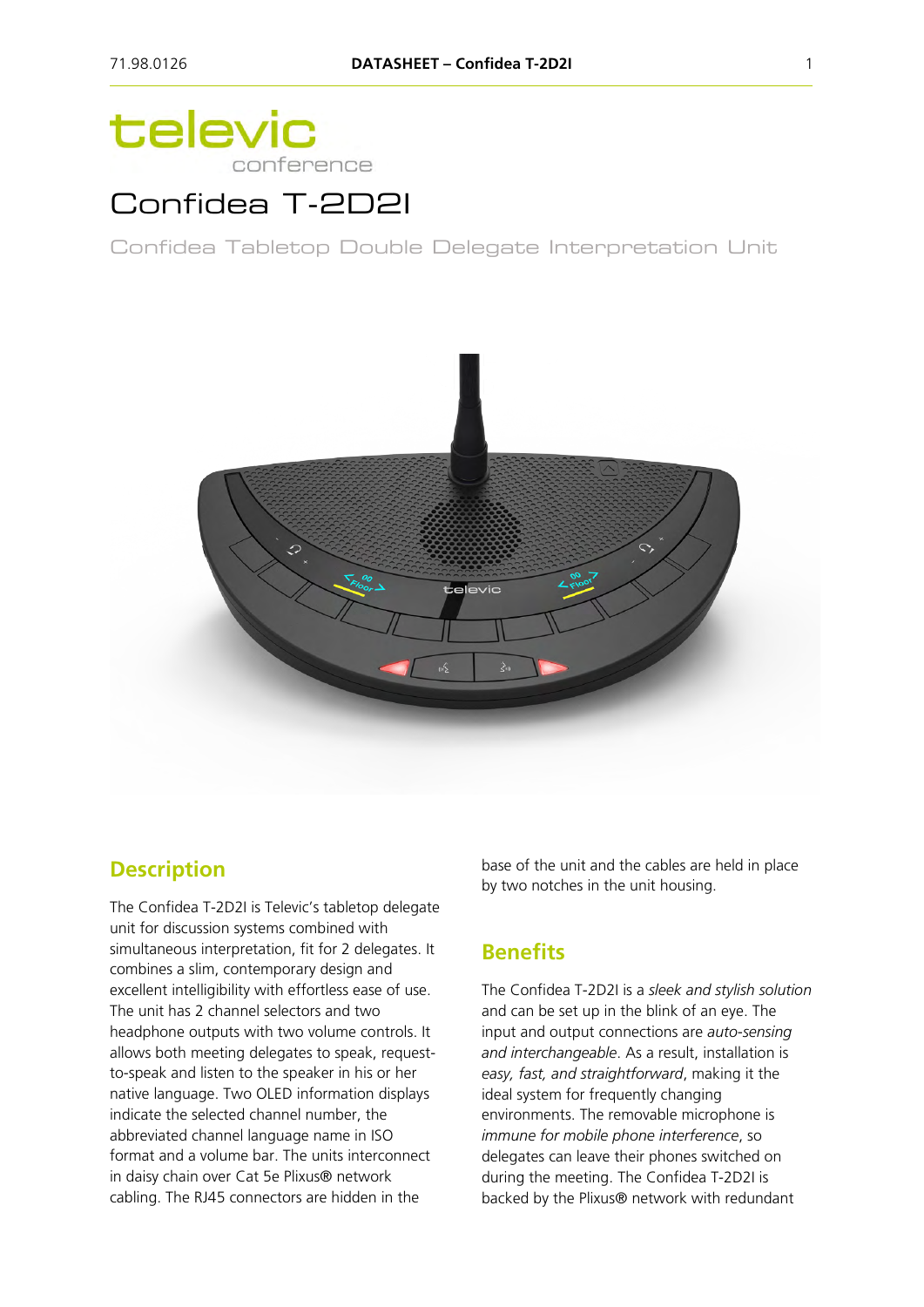# Confidea T-2D2I

Confidea Tabletop Double Delegate Interpretation Unit

## Description

The Confidea T-2D2I is Televic's tabletop delegate unit for discussion systems combined with simultaneous interpretation, fit for 2 delegates. It combines a slim, contemporary design and excellent intelligibility with effortless ease of use. The unit has 2 channel selectors and two headphone outputs with two volume controls. It allows both meeting delegates to speak, request-to-speak and listen to the speaker in his or her native language. Two OLED information displays indicate the selected channel number, the abbreviated channel language name in ISO format and a volume bar. The units interconnect in daisy chain over Cat 5e Plixus® network cabling. The RJ45 connectors are hidden in the base of the unit and the cables are held in place by two notches in the unit housing.

## Benefits

The Confidea T-2D2I is a *sleek and stylish solution* and can be set up in the blink of an eye. The input and output connections are *auto-sensing and interchangeable*. As a result, installation is *easy, fast, and straightforward*, making it the ideal system for frequently changing environments. The removable microphone is *immune for mobile phone interference*, so delegates can leave their phones switched on during the meeting. The Confidea T-2D2I is backed by the Plixus® network with redundant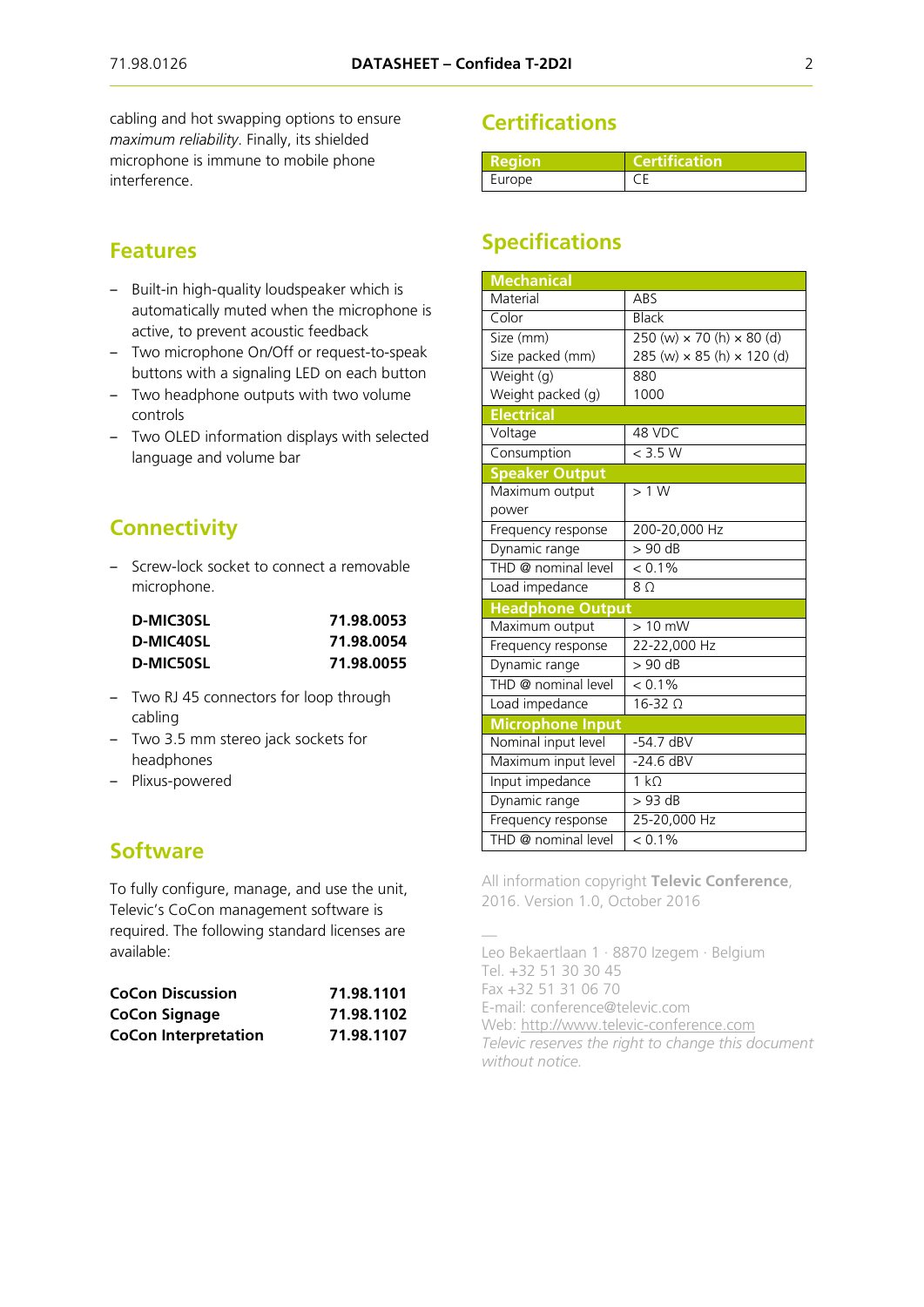cabling and hot swapping options to ensure *maximum reliability*. Finally, its shielded microphone is immune to mobile phone interference.

## Features

- Built-in high-quality loudspeaker which is automatically muted when the microphone is active, to prevent acoustic feedback
- Two microphone On/Off or request-to-speak buttons with a signaling LED on each button
- Two headphone outputs with two volume controls
- Two OLED information displays with selected language and volume bar

## Connectivity

- Screw-lock socket to connect a removable microphone.

| | |
|---|---|
| **D-MIC30SL** | **71.98.0053** |
| **D-MIC40SL** | **71.98.0054** |
| **D-MIC50SL** | **71.98.0055** |

- Two RJ 45 connectors for loop through cabling
- Two 3.5 mm stereo jack sockets for headphones
- Plixus-powered

## Software

To fully configure, manage, and use the unit, Televic's CoCon management software is required. The following standard licenses are available:

| | |
|---|---|
| **CoCon Discussion** | **71.98.1101** |
| **CoCon Signage** | **71.98.1102** |
| **CoCon Interpretation** | **71.98.1107** |

## Certifications

| Region | Certification |
|---|---|
| Europe | CE |

## Specifications

| **Mechanical** | |
|---|---|
| Material | ABS |
| Color | Black |
| Size (mm)<br>Size packed (mm) | 250 (w) × 70 (h) × 80 (d)<br>285 (w) × 85 (h) × 120 (d) |
| Weight (g)<br>Weight packed (g) | 880<br>1000 |
| **Electrical** | |
| Voltage | 48 VDC |
| Consumption | < 3.5 W |
| **Speaker Output** | |
| Maximum output power | > 1 W |
| Frequency response | 200-20,000 Hz |
| Dynamic range | > 90 dB |
| THD @ nominal level | < 0.1% |
| Load impedance | 8 Ω |
| **Headphone Output** | |
| Maximum output | > 10 mW |
| Frequency response | 22-22,000 Hz |
| Dynamic range | > 90 dB |
| THD @ nominal level | < 0.1% |
| Load impedance | 16-32 Ω |
| **Microphone Input** | |
| Nominal input level | -54.7 dBV |
| Maximum input level | -24.6 dBV |
| Input impedance | 1 kΩ |
| Dynamic range | > 93 dB |
| Frequency response | 25-20,000 Hz |
| THD @ nominal level | < 0.1% |

All information copyright **Televic Conference**, 2016. Version 1.0, October 2016

—

Leo Bekaertlaan 1 · 8870 Izegem · Belgium
Tel. +32 51 30 30 45
Fax +32 51 31 06 70
E-mail: conference@televic.com
Web: http://www.televic-conference.com
*Televic reserves the right to change this document without notice.*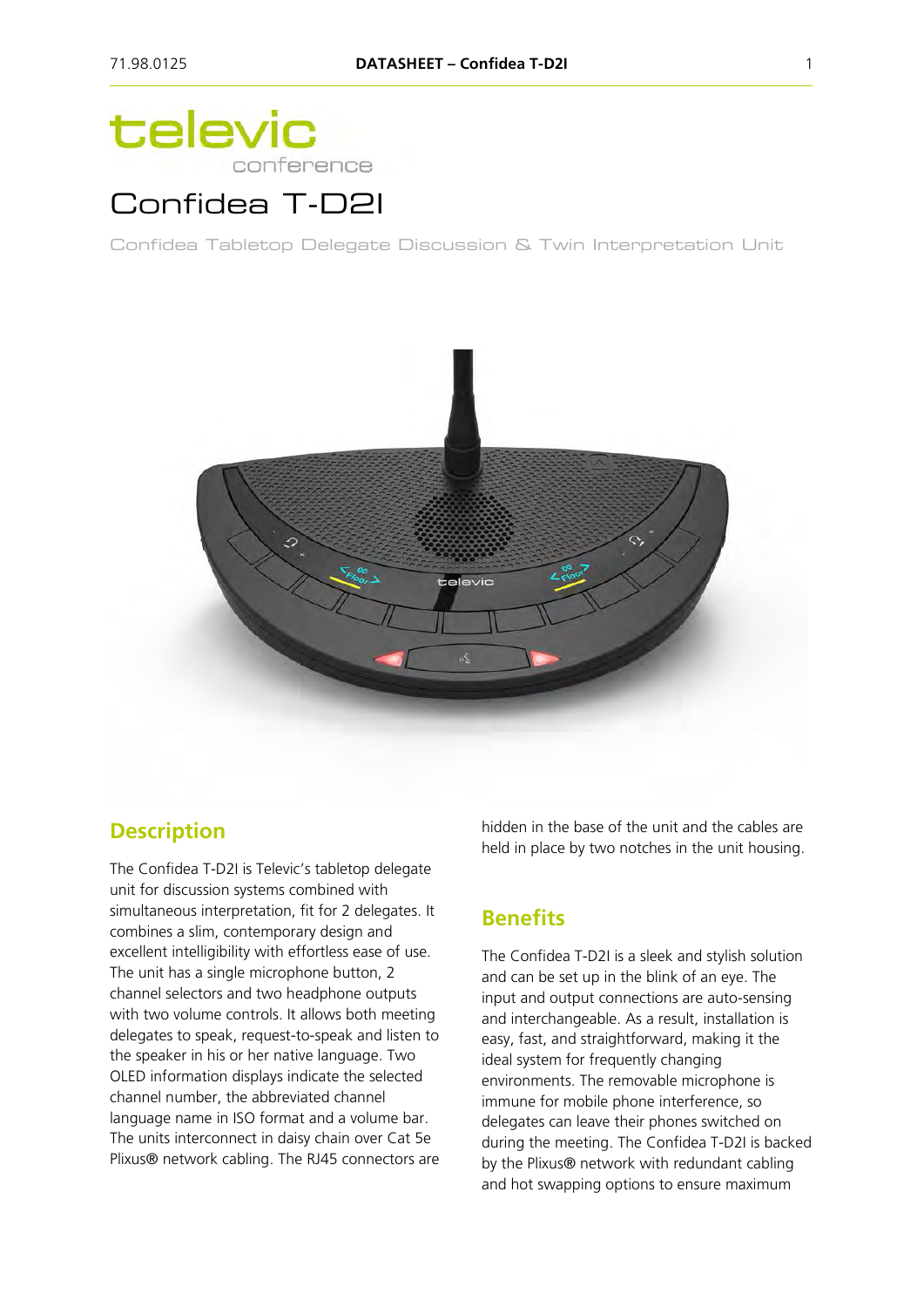televic conference

# Confidea T-D2I

Confidea Tabletop Delegate Discussion & Twin Interpretation Unit

## Description

The Confidea T-D2I is Televic's tabletop delegate unit for discussion systems combined with simultaneous interpretation, fit for 2 delegates. It combines a slim, contemporary design and excellent intelligibility with effortless ease of use. The unit has a single microphone button, 2 channel selectors and two headphone outputs with two volume controls. It allows both meeting delegates to speak, request-to-speak and listen to the speaker in his or her native language. Two OLED information displays indicate the selected channel number, the abbreviated channel language name in ISO format and a volume bar. The units interconnect in daisy chain over Cat 5e Plixus® network cabling. The RJ45 connectors are hidden in the base of the unit and the cables are held in place by two notches in the unit housing.

## Benefits

The Confidea T-D2I is a sleek and stylish solution and can be set up in the blink of an eye. The input and output connections are auto-sensing and interchangeable. As a result, installation is easy, fast, and straightforward, making it the ideal system for frequently changing environments. The removable microphone is immune for mobile phone interference, so delegates can leave their phones switched on during the meeting. The Confidea T-D2I is backed by the Plixus® network with redundant cabling and hot swapping options to ensure maximum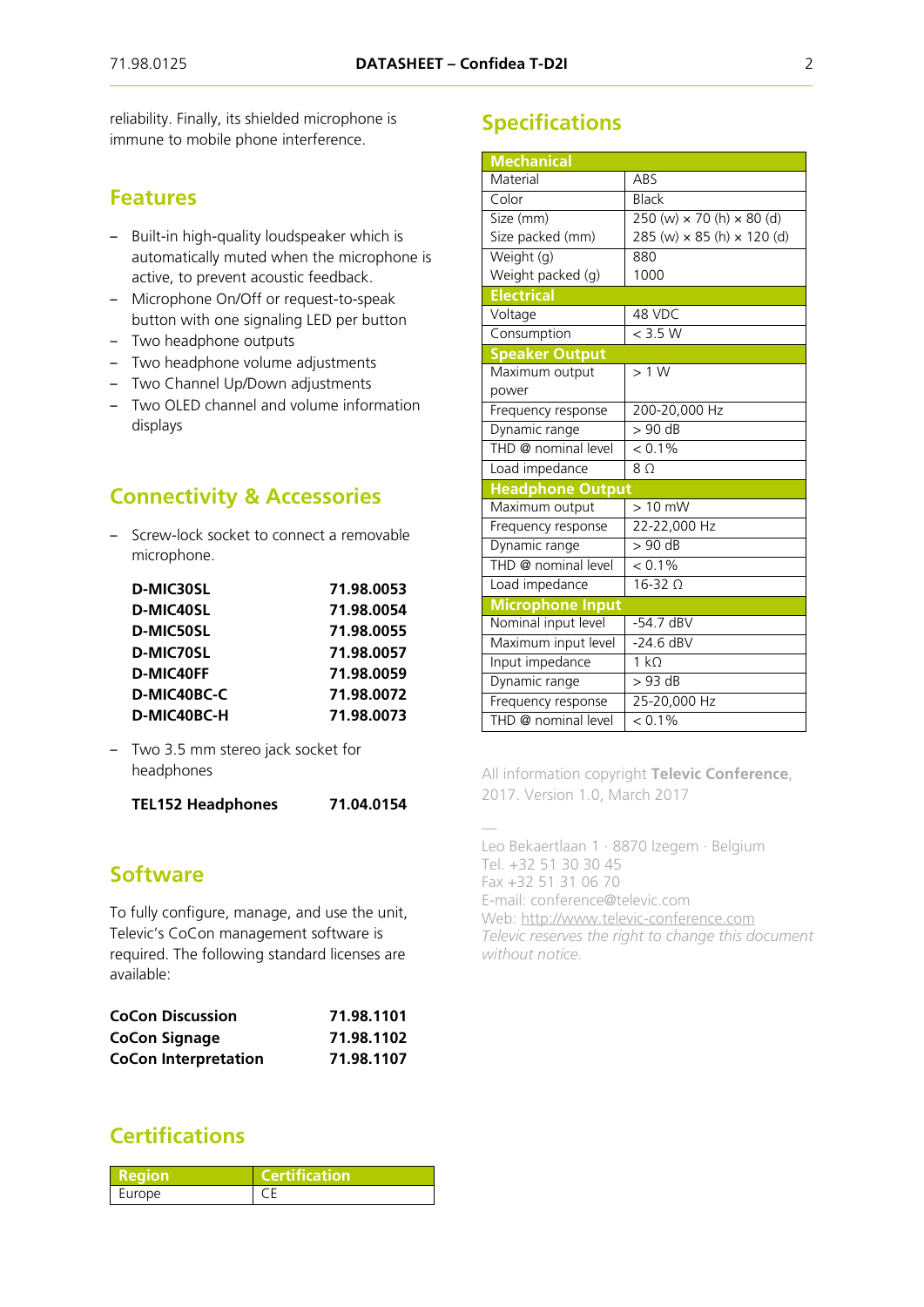reliability. Finally, its shielded microphone is immune to mobile phone interference.

## Features

- Built-in high-quality loudspeaker which is automatically muted when the microphone is active, to prevent acoustic feedback.
- Microphone On/Off or request-to-speak button with one signaling LED per button
- Two headphone outputs
- Two headphone volume adjustments
- Two Channel Up/Down adjustments
- Two OLED channel and volume information displays

## Connectivity & Accessories

- Screw-lock socket to connect a removable microphone.

| | |
|---|---|
| **D-MIC30SL** | **71.98.0053** |
| **D-MIC40SL** | **71.98.0054** |
| **D-MIC50SL** | **71.98.0055** |
| **D-MIC70SL** | **71.98.0057** |
| **D-MIC40FF** | **71.98.0059** |
| **D-MIC40BC-C** | **71.98.0072** |
| **D-MIC40BC-H** | **71.98.0073** |

- Two 3.5 mm stereo jack socket for headphones

| | |
|---|---|
| **TEL152 Headphones** | **71.04.0154** |

## Software

To fully configure, manage, and use the unit, Televic's CoCon management software is required. The following standard licenses are available:

| | |
|---|---|
| **CoCon Discussion** | **71.98.1101** |
| **CoCon Signage** | **71.98.1102** |
| **CoCon Interpretation** | **71.98.1107** |

## Certifications

| Region | Certification |
|---|---|
| Europe | CE |

## Specifications

| **Mechanical** | |
|---|---|
| Material | ABS |
| Color | Black |
| Size (mm)<br>Size packed (mm) | 250 (w) × 70 (h) × 80 (d)<br>285 (w) × 85 (h) × 120 (d) |
| Weight (g)<br>Weight packed (g) | 880<br>1000 |
| **Electrical** | |
| Voltage | 48 VDC |
| Consumption | < 3.5 W |
| **Speaker Output** | |
| Maximum output power | > 1 W |
| Frequency response | 200-20,000 Hz |
| Dynamic range | > 90 dB |
| THD @ nominal level | < 0.1% |
| Load impedance | 8 Ω |
| **Headphone Output** | |
| Maximum output | > 10 mW |
| Frequency response | 22-22,000 Hz |
| Dynamic range | > 90 dB |
| THD @ nominal level | < 0.1% |
| Load impedance | 16-32 Ω |
| **Microphone Input** | |
| Nominal input level | -54.7 dBV |
| Maximum input level | -24.6 dBV |
| Input impedance | 1 kΩ |
| Dynamic range | > 93 dB |
| Frequency response | 25-20,000 Hz |
| THD @ nominal level | < 0.1% |

All information copyright **Televic Conference**, 2017. Version 1.0, March 2017

—

Leo Bekaertlaan 1 · 8870 Izegem · Belgium
Tel. +32 51 30 30 45
Fax +32 51 31 06 70
E-mail: conference@televic.com
Web: http://www.televic-conference.com
*Televic reserves the right to change this document without notice.*